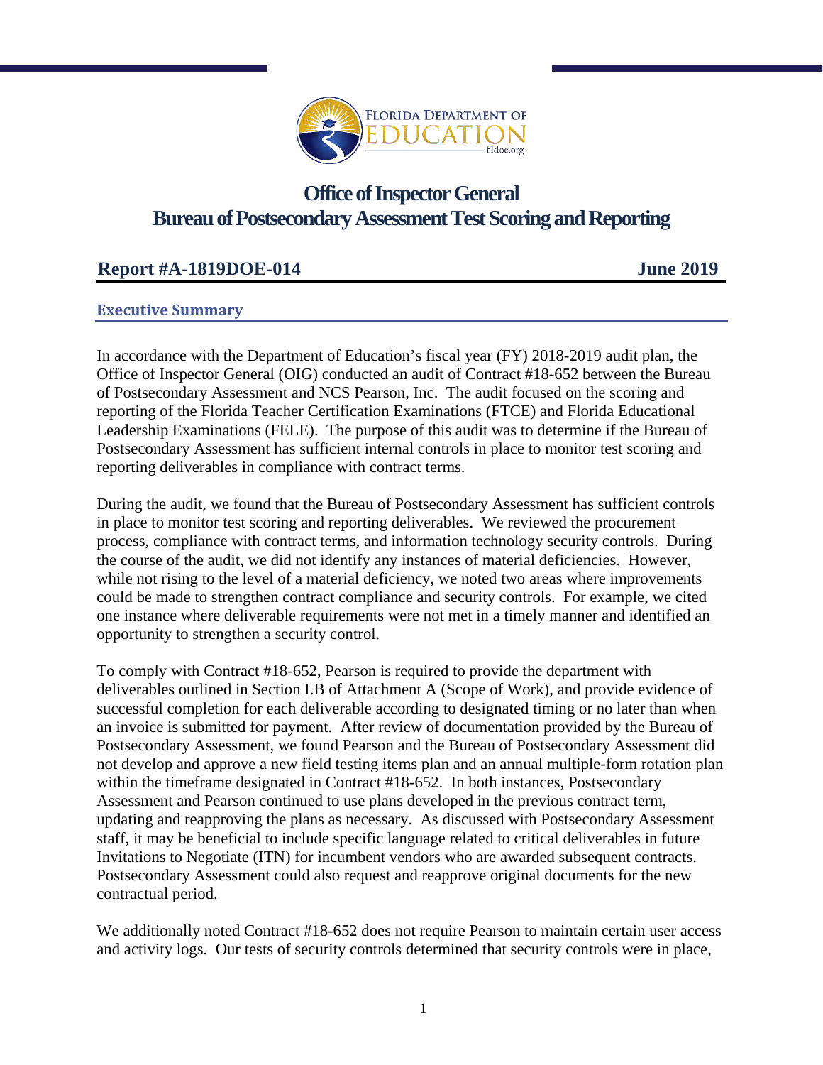# Office of Inspector General
# Bureau of Postsecondary Assessment Test Scoring and Reporting

**Report #A-1819DOE-014** **June 2019**

## Executive Summary

In accordance with the Department of Education's fiscal year (FY) 2018-2019 audit plan, the Office of Inspector General (OIG) conducted an audit of Contract #18-652 between the Bureau of Postsecondary Assessment and NCS Pearson, Inc. The audit focused on the scoring and reporting of the Florida Teacher Certification Examinations (FTCE) and Florida Educational Leadership Examinations (FELE). The purpose of this audit was to determine if the Bureau of Postsecondary Assessment has sufficient internal controls in place to monitor test scoring and reporting deliverables in compliance with contract terms.

During the audit, we found that the Bureau of Postsecondary Assessment has sufficient controls in place to monitor test scoring and reporting deliverables. We reviewed the procurement process, compliance with contract terms, and information technology security controls. During the course of the audit, we did not identify any instances of material deficiencies. However, while not rising to the level of a material deficiency, we noted two areas where improvements could be made to strengthen contract compliance and security controls. For example, we cited one instance where deliverable requirements were not met in a timely manner and identified an opportunity to strengthen a security control.

To comply with Contract #18-652, Pearson is required to provide the department with deliverables outlined in Section I.B of Attachment A (Scope of Work), and provide evidence of successful completion for each deliverable according to designated timing or no later than when an invoice is submitted for payment. After review of documentation provided by the Bureau of Postsecondary Assessment, we found Pearson and the Bureau of Postsecondary Assessment did not develop and approve a new field testing items plan and an annual multiple-form rotation plan within the timeframe designated in Contract #18-652. In both instances, Postsecondary Assessment and Pearson continued to use plans developed in the previous contract term, updating and reapproving the plans as necessary. As discussed with Postsecondary Assessment staff, it may be beneficial to include specific language related to critical deliverables in future Invitations to Negotiate (ITN) for incumbent vendors who are awarded subsequent contracts. Postsecondary Assessment could also request and reapprove original documents for the new contractual period.

We additionally noted Contract #18-652 does not require Pearson to maintain certain user access and activity logs. Our tests of security controls determined that security controls were in place,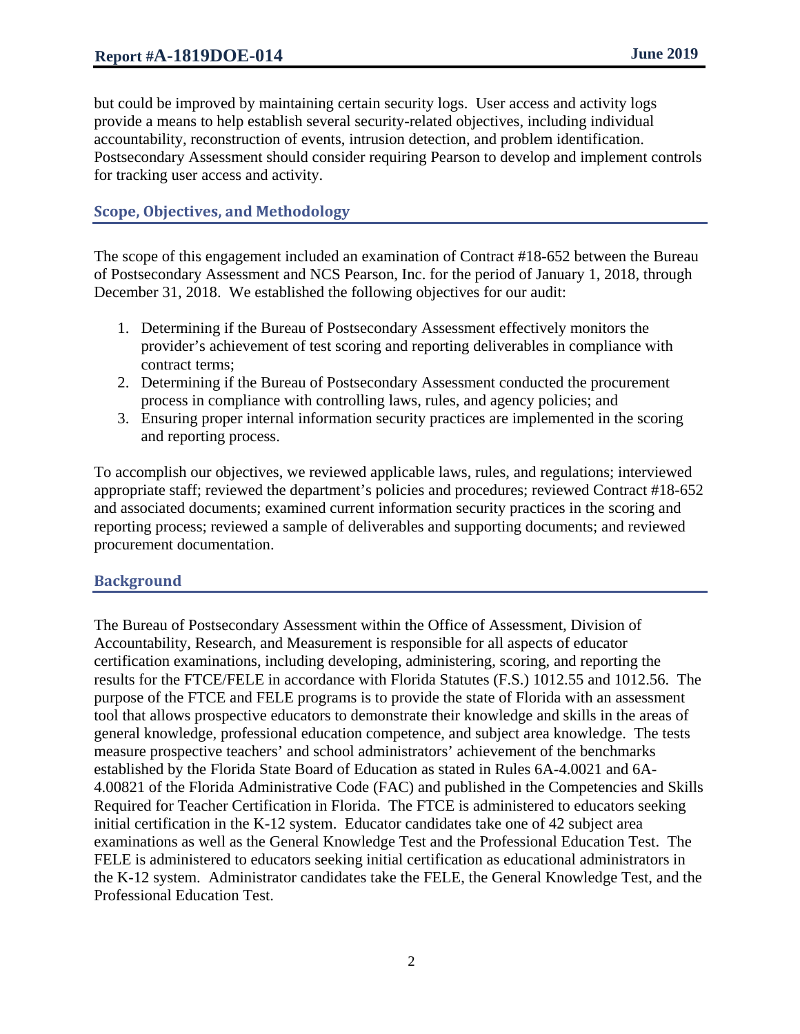but could be improved by maintaining certain security logs. User access and activity logs provide a means to help establish several security-related objectives, including individual accountability, reconstruction of events, intrusion detection, and problem identification. Postsecondary Assessment should consider requiring Pearson to develop and implement controls for tracking user access and activity.

## Scope, Objectives, and Methodology

The scope of this engagement included an examination of Contract #18-652 between the Bureau of Postsecondary Assessment and NCS Pearson, Inc. for the period of January 1, 2018, through December 31, 2018. We established the following objectives for our audit:

1. Determining if the Bureau of Postsecondary Assessment effectively monitors the provider's achievement of test scoring and reporting deliverables in compliance with contract terms;
2. Determining if the Bureau of Postsecondary Assessment conducted the procurement process in compliance with controlling laws, rules, and agency policies; and
3. Ensuring proper internal information security practices are implemented in the scoring and reporting process.

To accomplish our objectives, we reviewed applicable laws, rules, and regulations; interviewed appropriate staff; reviewed the department's policies and procedures; reviewed Contract #18-652 and associated documents; examined current information security practices in the scoring and reporting process; reviewed a sample of deliverables and supporting documents; and reviewed procurement documentation.

## Background

The Bureau of Postsecondary Assessment within the Office of Assessment, Division of Accountability, Research, and Measurement is responsible for all aspects of educator certification examinations, including developing, administering, scoring, and reporting the results for the FTCE/FELE in accordance with Florida Statutes (F.S.) 1012.55 and 1012.56. The purpose of the FTCE and FELE programs is to provide the state of Florida with an assessment tool that allows prospective educators to demonstrate their knowledge and skills in the areas of general knowledge, professional education competence, and subject area knowledge. The tests measure prospective teachers' and school administrators' achievement of the benchmarks established by the Florida State Board of Education as stated in Rules 6A-4.0021 and 6A-4.00821 of the Florida Administrative Code (FAC) and published in the Competencies and Skills Required for Teacher Certification in Florida. The FTCE is administered to educators seeking initial certification in the K-12 system. Educator candidates take one of 42 subject area examinations as well as the General Knowledge Test and the Professional Education Test. The FELE is administered to educators seeking initial certification as educational administrators in the K-12 system. Administrator candidates take the FELE, the General Knowledge Test, and the Professional Education Test.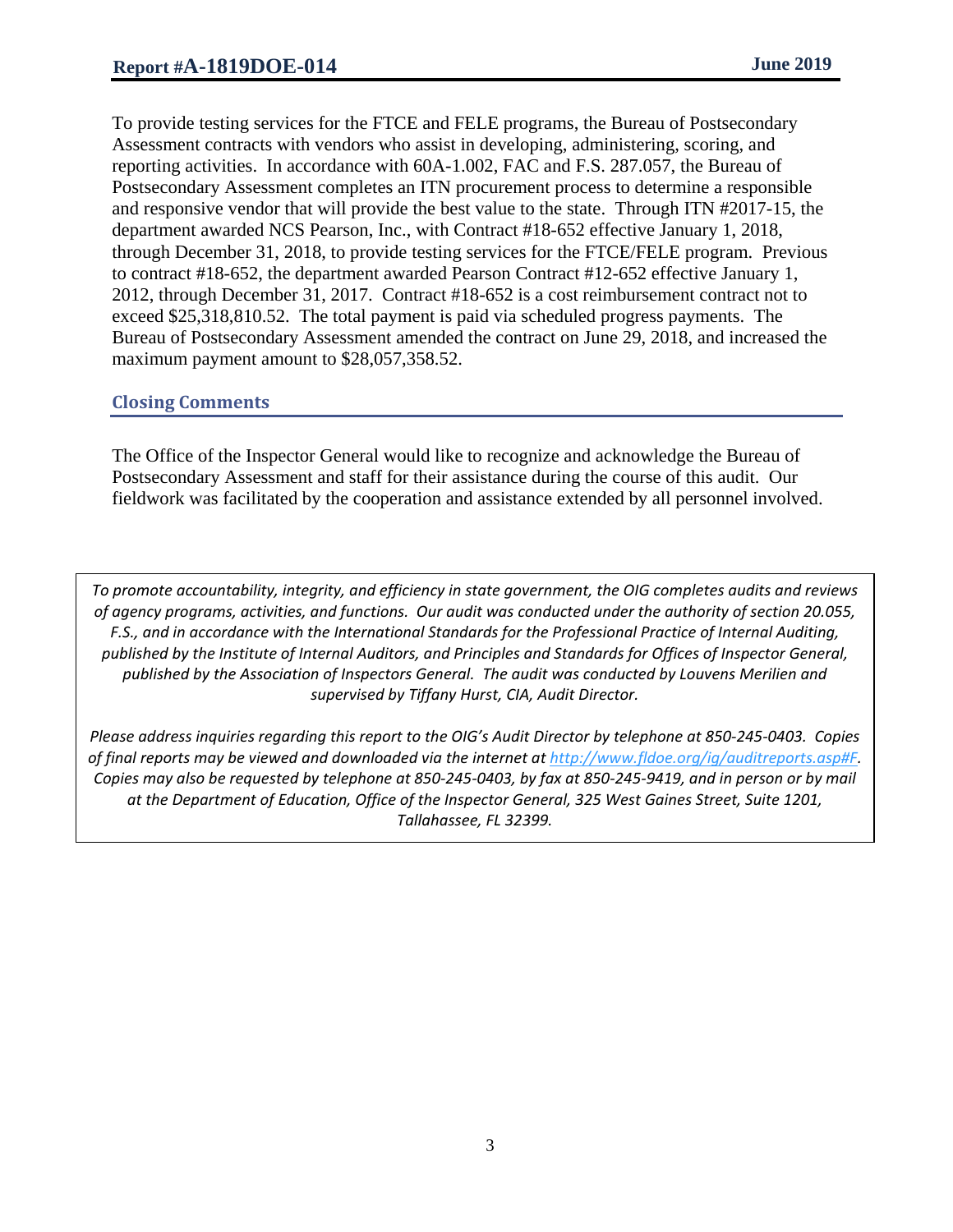To provide testing services for the FTCE and FELE programs, the Bureau of Postsecondary Assessment contracts with vendors who assist in developing, administering, scoring, and reporting activities. In accordance with 60A-1.002, FAC and F.S. 287.057, the Bureau of Postsecondary Assessment completes an ITN procurement process to determine a responsible and responsive vendor that will provide the best value to the state. Through ITN #2017-15, the department awarded NCS Pearson, Inc., with Contract #18-652 effective January 1, 2018, through December 31, 2018, to provide testing services for the FTCE/FELE program. Previous to contract #18-652, the department awarded Pearson Contract #12-652 effective January 1, 2012, through December 31, 2017. Contract #18-652 is a cost reimbursement contract not to exceed $25,318,810.52. The total payment is paid via scheduled progress payments. The Bureau of Postsecondary Assessment amended the contract on June 29, 2018, and increased the maximum payment amount to $28,057,358.52.

## Closing Comments

The Office of the Inspector General would like to recognize and acknowledge the Bureau of Postsecondary Assessment and staff for their assistance during the course of this audit. Our fieldwork was facilitated by the cooperation and assistance extended by all personnel involved.

*To promote accountability, integrity, and efficiency in state government, the OIG completes audits and reviews of agency programs, activities, and functions. Our audit was conducted under the authority of section 20.055, F.S., and in accordance with the International Standards for the Professional Practice of Internal Auditing, published by the Institute of Internal Auditors, and Principles and Standards for Offices of Inspector General, published by the Association of Inspectors General. The audit was conducted by Louvens Merilien and supervised by Tiffany Hurst, CIA, Audit Director.*

*Please address inquiries regarding this report to the OIG's Audit Director by telephone at 850-245-0403. Copies of final reports may be viewed and downloaded via the internet at [http://www.fldoe.org/ig/auditreports.asp#F](http://www.fldoe.org/ig/auditreports.asp#F). Copies may also be requested by telephone at 850-245-0403, by fax at 850-245-9419, and in person or by mail at the Department of Education, Office of the Inspector General, 325 West Gaines Street, Suite 1201, Tallahassee, FL 32399.*